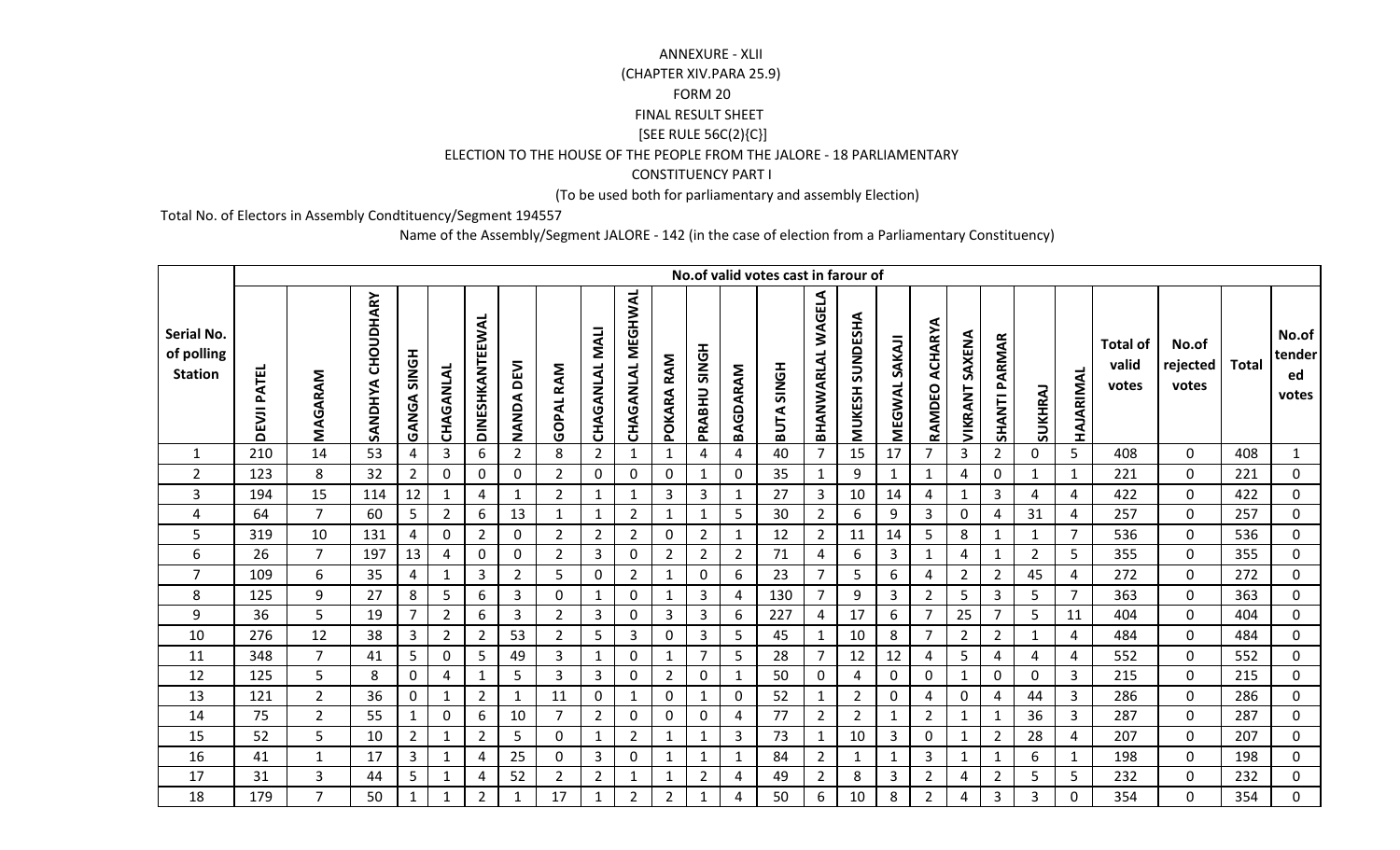ANNEXURE - XLII

(CHAPTER XIV.PARA 25.9)

FORM 20

FINAL RESULT SHEET

[SEE RULE 56C(2){C}]

ELECTION TO THE HOUSE OF THE PEOPLE FROM THE JALORE - 18 PARLIAMENTARY

CONSTITUENCY PART I

(To be used both for parliamentary and assembly Election)

Total No. of Electors in Assembly Condtituency/Segment 194557

Name of the Assembly/Segment JALORE - 142 (in the case of election from a Parliamentary Constituency)

| Serial No. of polling Station | No.of valid votes cast in farour of | | | | | | | | | | | | | | | | | | | | | | Total of valid votes | No.of rejected votes | Total | No.of tendered votes |
|---|---|---|---|---|---|---|---|---|---|---|---|---|---|---|---|---|---|---|---|---|---|---|---|---|---|---|
| | DEVJI PATEL | MAGARAM | SANDHYA CHOUDHARY | GANGA SINGH | CHAGANLAL | DINESHKANTEEWAL | NANDA DEVI | GOPAL RAM | CHAGANLAL MALI | CHAGANLAL MEGHWAL | POKARA RAM | PRABHU SINGH | BAGDARAM | BUTA SINGH | BHANWARLAL WAGELA | MUKESH SUNDESHA | MEGWAL SAKAJI | RAMDEO ACHARYA | VIKRANT SAXENA | SHANTI PARMAR | SUKHRAJ | HAJARIMAL | | | | |
| 1 | 210 | 14 | 53 | 4 | 3 | 6 | 2 | 8 | 2 | 1 | 1 | 4 | 4 | 40 | 7 | 15 | 17 | 7 | 3 | 2 | 0 | 5 | 408 | 0 | 408 | 1 |
| 2 | 123 | 8 | 32 | 2 | 0 | 0 | 0 | 2 | 0 | 0 | 0 | 1 | 0 | 35 | 1 | 9 | 1 | 1 | 4 | 0 | 1 | 1 | 221 | 0 | 221 | 0 |
| 3 | 194 | 15 | 114 | 12 | 1 | 4 | 1 | 2 | 1 | 1 | 3 | 3 | 1 | 27 | 3 | 10 | 14 | 4 | 1 | 3 | 4 | 4 | 422 | 0 | 422 | 0 |
| 4 | 64 | 7 | 60 | 5 | 2 | 6 | 13 | 1 | 1 | 2 | 1 | 1 | 5 | 30 | 2 | 6 | 9 | 3 | 0 | 4 | 31 | 4 | 257 | 0 | 257 | 0 |
| 5 | 319 | 10 | 131 | 4 | 0 | 2 | 0 | 2 | 2 | 2 | 0 | 2 | 1 | 12 | 2 | 11 | 14 | 5 | 8 | 1 | 1 | 7 | 536 | 0 | 536 | 0 |
| 6 | 26 | 7 | 197 | 13 | 4 | 0 | 0 | 2 | 3 | 0 | 2 | 2 | 2 | 71 | 4 | 6 | 3 | 1 | 4 | 1 | 2 | 5 | 355 | 0 | 355 | 0 |
| 7 | 109 | 6 | 35 | 4 | 1 | 3 | 2 | 5 | 0 | 2 | 1 | 0 | 6 | 23 | 7 | 5 | 6 | 4 | 2 | 2 | 45 | 4 | 272 | 0 | 272 | 0 |
| 8 | 125 | 9 | 27 | 8 | 5 | 6 | 3 | 0 | 1 | 0 | 1 | 3 | 4 | 130 | 7 | 9 | 3 | 2 | 5 | 3 | 5 | 7 | 363 | 0 | 363 | 0 |
| 9 | 36 | 5 | 19 | 7 | 2 | 6 | 3 | 2 | 3 | 0 | 3 | 3 | 6 | 227 | 4 | 17 | 6 | 7 | 25 | 7 | 5 | 11 | 404 | 0 | 404 | 0 |
| 10 | 276 | 12 | 38 | 3 | 2 | 2 | 53 | 2 | 5 | 3 | 0 | 3 | 5 | 45 | 1 | 10 | 8 | 7 | 2 | 2 | 1 | 4 | 484 | 0 | 484 | 0 |
| 11 | 348 | 7 | 41 | 5 | 0 | 5 | 49 | 3 | 1 | 0 | 1 | 7 | 5 | 28 | 7 | 12 | 12 | 4 | 5 | 4 | 4 | 4 | 552 | 0 | 552 | 0 |
| 12 | 125 | 5 | 8 | 0 | 4 | 1 | 5 | 3 | 3 | 0 | 2 | 0 | 1 | 50 | 0 | 4 | 0 | 0 | 1 | 0 | 0 | 3 | 215 | 0 | 215 | 0 |
| 13 | 121 | 2 | 36 | 0 | 1 | 2 | 1 | 11 | 0 | 1 | 0 | 1 | 0 | 52 | 1 | 2 | 0 | 4 | 0 | 4 | 44 | 3 | 286 | 0 | 286 | 0 |
| 14 | 75 | 2 | 55 | 1 | 0 | 6 | 10 | 7 | 2 | 0 | 0 | 0 | 4 | 77 | 2 | 2 | 1 | 2 | 1 | 1 | 36 | 3 | 287 | 0 | 287 | 0 |
| 15 | 52 | 5 | 10 | 2 | 1 | 2 | 5 | 0 | 1 | 2 | 1 | 1 | 3 | 73 | 1 | 10 | 3 | 0 | 1 | 2 | 28 | 4 | 207 | 0 | 207 | 0 |
| 16 | 41 | 1 | 17 | 3 | 1 | 4 | 25 | 0 | 3 | 0 | 1 | 1 | 1 | 84 | 2 | 1 | 1 | 3 | 1 | 1 | 6 | 1 | 198 | 0 | 198 | 0 |
| 17 | 31 | 3 | 44 | 5 | 1 | 4 | 52 | 2 | 2 | 1 | 1 | 2 | 4 | 49 | 2 | 8 | 3 | 2 | 4 | 2 | 5 | 5 | 232 | 0 | 232 | 0 |
| 18 | 179 | 7 | 50 | 1 | 1 | 2 | 1 | 17 | 1 | 2 | 2 | 1 | 4 | 50 | 6 | 10 | 8 | 2 | 4 | 3 | 3 | 0 | 354 | 0 | 354 | 0 |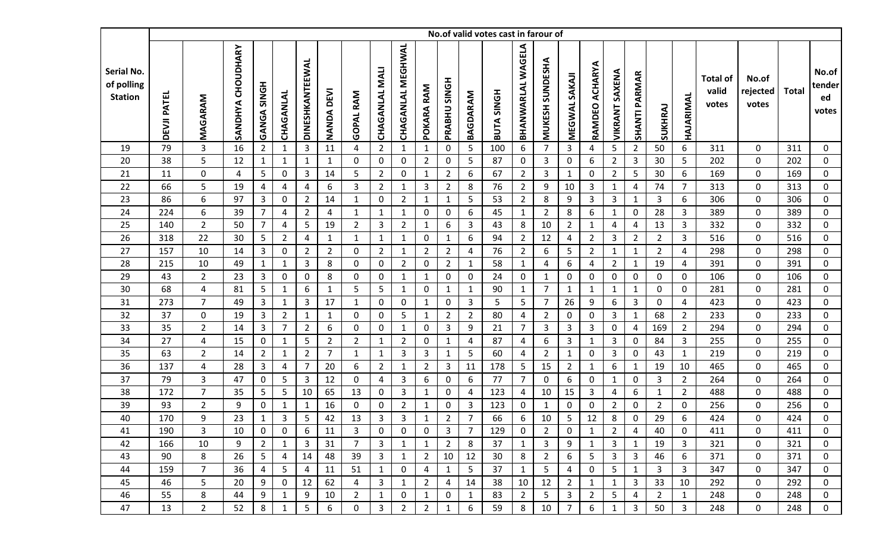| Serial No. of polling Station | No.of valid votes cast in farour of | | | | | | | | | | | | | | | | | | | | | | Total of valid votes | No.of rejected votes | Total | No.of tendered votes |
|---|---|---|---|---|---|---|---|---|---|---|---|---|---|---|---|---|---|---|---|---|---|---|---|---|---|---|
| | DEVJI PATEL | MAGARAM | SANDHYA CHOUDHARY | GANGA SINGH | CHAGANLAL | DINESHKANTEEWAL | NANDA DEVI | GOPAL RAM | CHAGANLAL MALI | CHAGANLAL MEGHWAL | POKARA RAM | PRABHU SINGH | BAGDARAM | BUTA SINGH | BHANWARLAL WAGELA | MUKESH SUNDESHA | MEGWAL SAKAJI | RAMDEO ACHARYA | VIKRANT SAXENA | SHANTI PARMAR | SUKHRAJ | HAJARIMAL | | | | |
| 19 | 79 | 3 | 16 | 2 | 1 | 3 | 11 | 4 | 2 | 1 | 1 | 0 | 5 | 100 | 6 | 7 | 3 | 4 | 5 | 2 | 50 | 6 | 311 | 0 | 311 | 0 |
| 20 | 38 | 5 | 12 | 1 | 1 | 1 | 1 | 0 | 0 | 0 | 2 | 0 | 5 | 87 | 0 | 3 | 0 | 6 | 2 | 3 | 30 | 5 | 202 | 0 | 202 | 0 |
| 21 | 11 | 0 | 4 | 5 | 0 | 3 | 14 | 5 | 2 | 0 | 1 | 2 | 6 | 67 | 2 | 3 | 1 | 0 | 2 | 5 | 30 | 6 | 169 | 0 | 169 | 0 |
| 22 | 66 | 5 | 19 | 4 | 4 | 4 | 6 | 3 | 2 | 1 | 3 | 2 | 8 | 76 | 2 | 9 | 10 | 3 | 1 | 4 | 74 | 7 | 313 | 0 | 313 | 0 |
| 23 | 86 | 6 | 97 | 3 | 0 | 2 | 14 | 1 | 0 | 2 | 1 | 1 | 5 | 53 | 2 | 8 | 9 | 3 | 3 | 1 | 3 | 6 | 306 | 0 | 306 | 0 |
| 24 | 224 | 6 | 39 | 7 | 4 | 2 | 4 | 1 | 1 | 1 | 0 | 0 | 6 | 45 | 1 | 2 | 8 | 6 | 1 | 0 | 28 | 3 | 389 | 0 | 389 | 0 |
| 25 | 140 | 2 | 50 | 7 | 4 | 5 | 19 | 2 | 3 | 2 | 1 | 6 | 3 | 43 | 8 | 10 | 2 | 1 | 4 | 4 | 13 | 3 | 332 | 0 | 332 | 0 |
| 26 | 318 | 22 | 30 | 5 | 2 | 4 | 1 | 1 | 1 | 1 | 0 | 1 | 6 | 94 | 2 | 12 | 4 | 2 | 3 | 2 | 2 | 3 | 516 | 0 | 516 | 0 |
| 27 | 157 | 10 | 14 | 3 | 0 | 2 | 2 | 0 | 2 | 1 | 2 | 2 | 4 | 76 | 2 | 6 | 5 | 2 | 1 | 1 | 2 | 4 | 298 | 0 | 298 | 0 |
| 28 | 215 | 10 | 49 | 1 | 1 | 3 | 8 | 0 | 0 | 2 | 0 | 2 | 1 | 58 | 1 | 4 | 6 | 4 | 2 | 1 | 19 | 4 | 391 | 0 | 391 | 0 |
| 29 | 43 | 2 | 23 | 3 | 0 | 0 | 8 | 0 | 0 | 1 | 1 | 0 | 0 | 24 | 0 | 1 | 0 | 0 | 0 | 0 | 0 | 0 | 106 | 0 | 106 | 0 |
| 30 | 68 | 4 | 81 | 5 | 1 | 6 | 1 | 5 | 5 | 1 | 0 | 1 | 1 | 90 | 1 | 7 | 1 | 1 | 1 | 1 | 0 | 0 | 281 | 0 | 281 | 0 |
| 31 | 273 | 7 | 49 | 3 | 1 | 3 | 17 | 1 | 0 | 0 | 1 | 0 | 3 | 5 | 5 | 7 | 26 | 9 | 6 | 3 | 0 | 4 | 423 | 0 | 423 | 0 |
| 32 | 37 | 0 | 19 | 3 | 2 | 1 | 1 | 0 | 0 | 5 | 1 | 2 | 2 | 80 | 4 | 2 | 0 | 0 | 3 | 1 | 68 | 2 | 233 | 0 | 233 | 0 |
| 33 | 35 | 2 | 14 | 3 | 7 | 2 | 6 | 0 | 0 | 1 | 0 | 3 | 9 | 21 | 7 | 3 | 3 | 3 | 0 | 4 | 169 | 2 | 294 | 0 | 294 | 0 |
| 34 | 27 | 4 | 15 | 0 | 1 | 5 | 2 | 2 | 1 | 2 | 0 | 1 | 4 | 87 | 4 | 6 | 3 | 1 | 3 | 0 | 84 | 3 | 255 | 0 | 255 | 0 |
| 35 | 63 | 2 | 14 | 2 | 1 | 2 | 7 | 1 | 1 | 3 | 3 | 1 | 5 | 60 | 4 | 2 | 1 | 0 | 3 | 0 | 43 | 1 | 219 | 0 | 219 | 0 |
| 36 | 137 | 4 | 28 | 3 | 4 | 7 | 20 | 6 | 2 | 1 | 2 | 3 | 11 | 178 | 5 | 15 | 2 | 1 | 6 | 1 | 19 | 10 | 465 | 0 | 465 | 0 |
| 37 | 79 | 3 | 47 | 0 | 5 | 3 | 12 | 0 | 4 | 3 | 6 | 0 | 6 | 77 | 7 | 0 | 6 | 0 | 1 | 0 | 3 | 2 | 264 | 0 | 264 | 0 |
| 38 | 172 | 7 | 35 | 5 | 5 | 10 | 65 | 13 | 0 | 3 | 1 | 0 | 4 | 123 | 4 | 10 | 15 | 3 | 4 | 6 | 1 | 2 | 488 | 0 | 488 | 0 |
| 39 | 93 | 2 | 9 | 0 | 1 | 1 | 16 | 0 | 0 | 2 | 1 | 0 | 3 | 123 | 0 | 1 | 0 | 0 | 2 | 0 | 2 | 0 | 256 | 0 | 256 | 0 |
| 40 | 170 | 9 | 23 | 1 | 3 | 5 | 42 | 13 | 3 | 3 | 1 | 2 | 7 | 66 | 6 | 10 | 5 | 12 | 8 | 0 | 29 | 6 | 424 | 0 | 424 | 0 |
| 41 | 190 | 3 | 10 | 0 | 0 | 6 | 11 | 3 | 0 | 0 | 0 | 3 | 7 | 129 | 0 | 2 | 0 | 1 | 2 | 4 | 40 | 0 | 411 | 0 | 411 | 0 |
| 42 | 166 | 10 | 9 | 2 | 1 | 3 | 31 | 7 | 3 | 1 | 1 | 2 | 8 | 37 | 1 | 3 | 9 | 1 | 3 | 1 | 19 | 3 | 321 | 0 | 321 | 0 |
| 43 | 90 | 8 | 26 | 5 | 4 | 14 | 48 | 39 | 3 | 1 | 2 | 10 | 12 | 30 | 8 | 2 | 6 | 5 | 3 | 3 | 46 | 6 | 371 | 0 | 371 | 0 |
| 44 | 159 | 7 | 36 | 4 | 5 | 4 | 11 | 51 | 1 | 0 | 4 | 1 | 5 | 37 | 1 | 5 | 4 | 0 | 5 | 1 | 3 | 3 | 347 | 0 | 347 | 0 |
| 45 | 46 | 5 | 20 | 9 | 0 | 12 | 62 | 4 | 3 | 1 | 2 | 4 | 14 | 38 | 10 | 12 | 2 | 1 | 1 | 3 | 33 | 10 | 292 | 0 | 292 | 0 |
| 46 | 55 | 8 | 44 | 9 | 1 | 9 | 10 | 2 | 1 | 0 | 1 | 0 | 1 | 83 | 2 | 5 | 3 | 2 | 5 | 4 | 2 | 1 | 248 | 0 | 248 | 0 |
| 47 | 13 | 2 | 52 | 8 | 1 | 5 | 6 | 0 | 3 | 2 | 2 | 1 | 6 | 59 | 8 | 10 | 7 | 6 | 1 | 3 | 50 | 3 | 248 | 0 | 248 | 0 |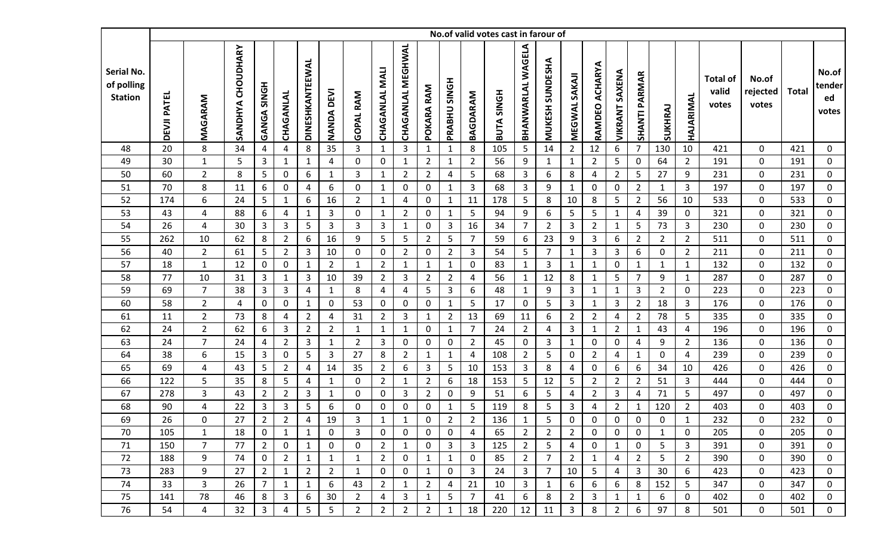| Serial No. of polling Station | No.of valid votes cast in farour of | | | | | | | | | | | | | | | | | | | | | | | | Total of valid votes | No.of rejected votes | Total | No.of tendered votes |
|---|---|---|---|---|---|---|---|---|---|---|---|---|---|---|---|---|---|---|---|---|---|---|---|---|---|---|---|---|
| | DEVJI PATEL | MAGARAM | SANDHYA CHOUDHARY | GANGA SINGH | CHAGANLAL | DINESHKANTEEWAL | NANDA DEVI | GOPAL RAM | CHAGANLAL MALI | CHAGANLAL MEGHWAL | POKARA RAM | PRABHU SINGH | BAGDARAM | BUTA SINGH | BHANWARLAL WAGELA | MUKESH SUNDESHA | MEGWAL SAKAJI | RAMDEO ACHARYA | VIKRANT SAXENA | SHANTI PARMAR | SUKHRAJ | HAJARIMAL | | | | |
| 48 | 20 | 8 | 34 | 4 | 4 | 8 | 35 | 3 | 1 | 3 | 1 | 1 | 8 | 105 | 5 | 14 | 2 | 12 | 6 | 7 | 130 | 10 | 421 | 0 | 421 | 0 |
| 49 | 30 | 1 | 5 | 3 | 1 | 1 | 4 | 0 | 0 | 1 | 2 | 1 | 2 | 56 | 9 | 1 | 1 | 2 | 5 | 0 | 64 | 2 | 191 | 0 | 191 | 0 |
| 50 | 60 | 2 | 8 | 5 | 0 | 6 | 1 | 3 | 1 | 2 | 2 | 4 | 5 | 68 | 3 | 6 | 8 | 4 | 2 | 5 | 27 | 9 | 231 | 0 | 231 | 0 |
| 51 | 70 | 8 | 11 | 6 | 0 | 4 | 6 | 0 | 1 | 0 | 0 | 1 | 3 | 68 | 3 | 9 | 1 | 0 | 0 | 2 | 1 | 3 | 197 | 0 | 197 | 0 |
| 52 | 174 | 6 | 24 | 5 | 1 | 6 | 16 | 2 | 1 | 4 | 0 | 1 | 11 | 178 | 5 | 8 | 10 | 8 | 5 | 2 | 56 | 10 | 533 | 0 | 533 | 0 |
| 53 | 43 | 4 | 88 | 6 | 4 | 1 | 3 | 0 | 1 | 2 | 0 | 1 | 5 | 94 | 9 | 6 | 5 | 5 | 1 | 4 | 39 | 0 | 321 | 0 | 321 | 0 |
| 54 | 26 | 4 | 30 | 3 | 3 | 5 | 3 | 3 | 3 | 1 | 0 | 3 | 16 | 34 | 7 | 2 | 3 | 2 | 1 | 5 | 73 | 3 | 230 | 0 | 230 | 0 |
| 55 | 262 | 10 | 62 | 8 | 2 | 6 | 16 | 9 | 5 | 5 | 2 | 5 | 7 | 59 | 6 | 23 | 9 | 3 | 6 | 2 | 2 | 2 | 511 | 0 | 511 | 0 |
| 56 | 40 | 2 | 61 | 5 | 2 | 3 | 10 | 0 | 0 | 2 | 0 | 2 | 3 | 54 | 5 | 7 | 1 | 3 | 3 | 6 | 0 | 2 | 211 | 0 | 211 | 0 |
| 57 | 18 | 1 | 12 | 0 | 0 | 1 | 2 | 1 | 2 | 1 | 1 | 1 | 0 | 83 | 1 | 3 | 1 | 1 | 0 | 1 | 1 | 1 | 132 | 0 | 132 | 0 |
| 58 | 77 | 10 | 31 | 3 | 1 | 3 | 10 | 39 | 2 | 3 | 2 | 2 | 4 | 56 | 1 | 12 | 8 | 1 | 5 | 7 | 9 | 1 | 287 | 0 | 287 | 0 |
| 59 | 69 | 7 | 38 | 3 | 3 | 4 | 1 | 8 | 4 | 4 | 5 | 3 | 6 | 48 | 1 | 9 | 3 | 1 | 1 | 3 | 2 | 0 | 223 | 0 | 223 | 0 |
| 60 | 58 | 2 | 4 | 0 | 0 | 1 | 0 | 53 | 0 | 0 | 0 | 1 | 5 | 17 | 0 | 5 | 3 | 1 | 3 | 2 | 18 | 3 | 176 | 0 | 176 | 0 |
| 61 | 11 | 2 | 73 | 8 | 4 | 2 | 4 | 31 | 2 | 3 | 1 | 2 | 13 | 69 | 11 | 6 | 2 | 2 | 4 | 2 | 78 | 5 | 335 | 0 | 335 | 0 |
| 62 | 24 | 2 | 62 | 6 | 3 | 2 | 2 | 1 | 1 | 1 | 0 | 1 | 7 | 24 | 2 | 4 | 3 | 1 | 2 | 1 | 43 | 4 | 196 | 0 | 196 | 0 |
| 63 | 24 | 7 | 24 | 4 | 2 | 3 | 1 | 2 | 3 | 0 | 0 | 0 | 2 | 45 | 0 | 3 | 1 | 0 | 0 | 4 | 9 | 2 | 136 | 0 | 136 | 0 |
| 64 | 38 | 6 | 15 | 3 | 0 | 5 | 3 | 27 | 8 | 2 | 1 | 1 | 4 | 108 | 2 | 5 | 0 | 2 | 4 | 1 | 0 | 4 | 239 | 0 | 239 | 0 |
| 65 | 69 | 4 | 43 | 5 | 2 | 4 | 14 | 35 | 2 | 6 | 3 | 5 | 10 | 153 | 3 | 8 | 4 | 0 | 6 | 6 | 34 | 10 | 426 | 0 | 426 | 0 |
| 66 | 122 | 5 | 35 | 8 | 5 | 4 | 1 | 0 | 2 | 1 | 2 | 6 | 18 | 153 | 5 | 12 | 5 | 2 | 2 | 2 | 51 | 3 | 444 | 0 | 444 | 0 |
| 67 | 278 | 3 | 43 | 2 | 2 | 3 | 1 | 0 | 0 | 3 | 2 | 0 | 9 | 51 | 6 | 5 | 4 | 2 | 3 | 4 | 71 | 5 | 497 | 0 | 497 | 0 |
| 68 | 90 | 4 | 22 | 3 | 3 | 5 | 6 | 0 | 0 | 0 | 0 | 1 | 5 | 119 | 8 | 5 | 3 | 4 | 2 | 1 | 120 | 2 | 403 | 0 | 403 | 0 |
| 69 | 26 | 0 | 27 | 2 | 2 | 4 | 19 | 3 | 1 | 1 | 0 | 2 | 2 | 136 | 1 | 5 | 0 | 0 | 0 | 0 | 0 | 1 | 232 | 0 | 232 | 0 |
| 70 | 105 | 1 | 18 | 0 | 1 | 1 | 0 | 3 | 0 | 0 | 0 | 0 | 4 | 65 | 2 | 2 | 2 | 0 | 0 | 0 | 1 | 0 | 205 | 0 | 205 | 0 |
| 71 | 150 | 7 | 77 | 2 | 0 | 1 | 0 | 0 | 2 | 1 | 0 | 3 | 3 | 125 | 2 | 5 | 4 | 0 | 1 | 0 | 5 | 3 | 391 | 0 | 391 | 0 |
| 72 | 188 | 9 | 74 | 0 | 2 | 1 | 1 | 1 | 2 | 0 | 1 | 1 | 0 | 85 | 2 | 7 | 2 | 1 | 4 | 2 | 5 | 2 | 390 | 0 | 390 | 0 |
| 73 | 283 | 9 | 27 | 2 | 1 | 2 | 2 | 1 | 0 | 0 | 1 | 0 | 3 | 24 | 3 | 7 | 10 | 5 | 4 | 3 | 30 | 6 | 423 | 0 | 423 | 0 |
| 74 | 33 | 3 | 26 | 7 | 1 | 1 | 6 | 43 | 2 | 1 | 2 | 4 | 21 | 10 | 3 | 1 | 6 | 6 | 6 | 8 | 152 | 5 | 347 | 0 | 347 | 0 |
| 75 | 141 | 78 | 46 | 8 | 3 | 6 | 30 | 2 | 4 | 3 | 1 | 5 | 7 | 41 | 6 | 8 | 2 | 3 | 1 | 1 | 6 | 0 | 402 | 0 | 402 | 0 |
| 76 | 54 | 4 | 32 | 3 | 4 | 5 | 5 | 2 | 2 | 2 | 2 | 1 | 18 | 220 | 12 | 11 | 3 | 8 | 2 | 6 | 97 | 8 | 501 | 0 | 501 | 0 |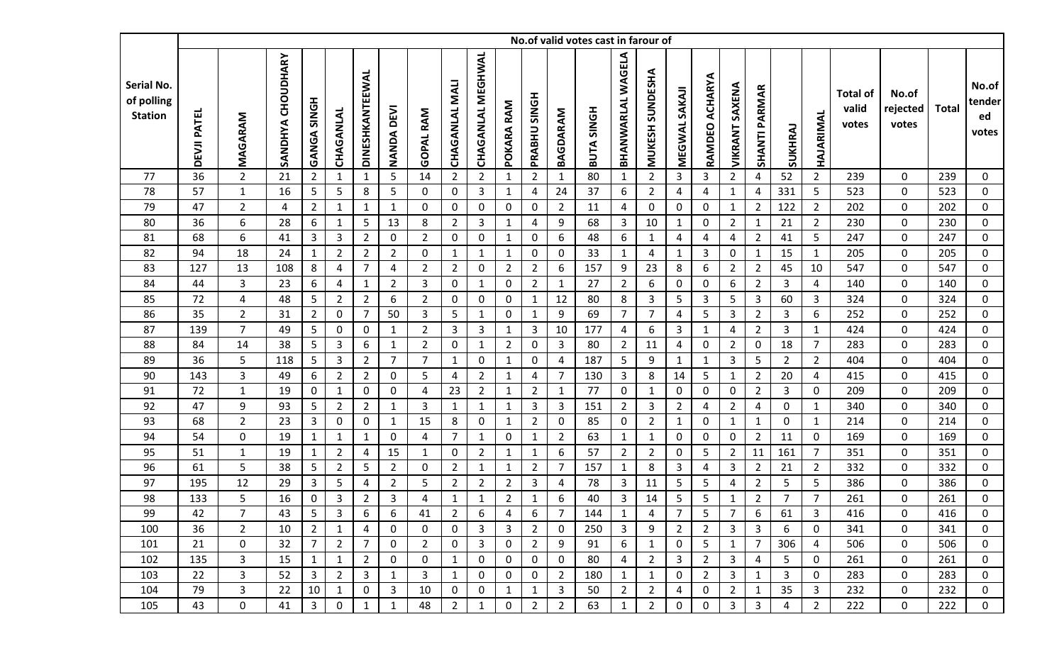| Serial No. of polling Station | No.of valid votes cast in farour of | | | | | | | | | | | | | | | | | | | | | | Total of valid votes | No.of rejected votes | Total | No.of tendered votes |
|---|---|---|---|---|---|---|---|---|---|---|---|---|---|---|---|---|---|---|---|---|---|---|---|---|---|---|
| | DEVJI PATEL | MAGARAM | SANDHYA CHOUDHARY | GANGA SINGH | CHAGANLAL | DINESHKANTEEWAL | NANDA DEVI | GOPAL RAM | CHAGANLAL MALI | CHAGANLAL MEGHWAL | POKARA RAM | PRABHU SINGH | BAGDARAM | BUTA SINGH | BHANWARLAL WAGELA | MUKESH SUNDESHA | MEGWAL SAKAJI | RAMDEO ACHARYA | VIKRANT SAXENA | SHANTI PARMAR | SUKHRAJ | HAJARIMAL | | | | |
| 77 | 36 | 2 | 21 | 2 | 1 | 1 | 5 | 14 | 2 | 2 | 1 | 2 | 1 | 80 | 1 | 2 | 3 | 3 | 2 | 4 | 52 | 2 | 239 | 0 | 239 | 0 |
| 78 | 57 | 1 | 16 | 5 | 5 | 8 | 5 | 0 | 0 | 3 | 1 | 4 | 24 | 37 | 6 | 2 | 4 | 4 | 1 | 4 | 331 | 5 | 523 | 0 | 523 | 0 |
| 79 | 47 | 2 | 4 | 2 | 1 | 1 | 1 | 0 | 0 | 0 | 0 | 0 | 2 | 11 | 4 | 0 | 0 | 0 | 1 | 2 | 122 | 2 | 202 | 0 | 202 | 0 |
| 80 | 36 | 6 | 28 | 6 | 1 | 5 | 13 | 8 | 2 | 3 | 1 | 4 | 9 | 68 | 3 | 10 | 1 | 0 | 2 | 1 | 21 | 2 | 230 | 0 | 230 | 0 |
| 81 | 68 | 6 | 41 | 3 | 3 | 2 | 0 | 2 | 0 | 0 | 1 | 0 | 6 | 48 | 6 | 1 | 4 | 4 | 4 | 2 | 41 | 5 | 247 | 0 | 247 | 0 |
| 82 | 94 | 18 | 24 | 1 | 2 | 2 | 2 | 0 | 1 | 1 | 1 | 0 | 0 | 33 | 1 | 4 | 1 | 3 | 0 | 1 | 15 | 1 | 205 | 0 | 205 | 0 |
| 83 | 127 | 13 | 108 | 8 | 4 | 7 | 4 | 2 | 2 | 0 | 2 | 2 | 6 | 157 | 9 | 23 | 8 | 6 | 2 | 2 | 45 | 10 | 547 | 0 | 547 | 0 |
| 84 | 44 | 3 | 23 | 6 | 4 | 1 | 2 | 3 | 0 | 1 | 0 | 2 | 1 | 27 | 2 | 6 | 0 | 0 | 6 | 2 | 3 | 4 | 140 | 0 | 140 | 0 |
| 85 | 72 | 4 | 48 | 5 | 2 | 2 | 6 | 2 | 0 | 0 | 0 | 1 | 12 | 80 | 8 | 3 | 5 | 3 | 5 | 3 | 60 | 3 | 324 | 0 | 324 | 0 |
| 86 | 35 | 2 | 31 | 2 | 0 | 7 | 50 | 3 | 5 | 1 | 0 | 1 | 9 | 69 | 7 | 7 | 4 | 5 | 3 | 2 | 3 | 6 | 252 | 0 | 252 | 0 |
| 87 | 139 | 7 | 49 | 5 | 0 | 0 | 1 | 2 | 3 | 3 | 1 | 3 | 10 | 177 | 4 | 6 | 3 | 1 | 4 | 2 | 3 | 1 | 424 | 0 | 424 | 0 |
| 88 | 84 | 14 | 38 | 5 | 3 | 6 | 1 | 2 | 0 | 1 | 2 | 0 | 3 | 80 | 2 | 11 | 4 | 0 | 2 | 0 | 18 | 7 | 283 | 0 | 283 | 0 |
| 89 | 36 | 5 | 118 | 5 | 3 | 2 | 7 | 7 | 1 | 0 | 1 | 0 | 4 | 187 | 5 | 9 | 1 | 1 | 3 | 5 | 2 | 2 | 404 | 0 | 404 | 0 |
| 90 | 143 | 3 | 49 | 6 | 2 | 2 | 0 | 5 | 4 | 2 | 1 | 4 | 7 | 130 | 3 | 8 | 14 | 5 | 1 | 2 | 20 | 4 | 415 | 0 | 415 | 0 |
| 91 | 72 | 1 | 19 | 0 | 1 | 0 | 0 | 4 | 23 | 2 | 1 | 2 | 1 | 77 | 0 | 1 | 0 | 0 | 0 | 2 | 3 | 0 | 209 | 0 | 209 | 0 |
| 92 | 47 | 9 | 93 | 5 | 2 | 2 | 1 | 3 | 1 | 1 | 1 | 3 | 3 | 151 | 2 | 3 | 2 | 4 | 2 | 4 | 0 | 1 | 340 | 0 | 340 | 0 |
| 93 | 68 | 2 | 23 | 3 | 0 | 0 | 1 | 15 | 8 | 0 | 1 | 2 | 0 | 85 | 0 | 2 | 1 | 0 | 1 | 1 | 0 | 1 | 214 | 0 | 214 | 0 |
| 94 | 54 | 0 | 19 | 1 | 1 | 1 | 0 | 4 | 7 | 1 | 0 | 1 | 2 | 63 | 1 | 1 | 0 | 0 | 0 | 2 | 11 | 0 | 169 | 0 | 169 | 0 |
| 95 | 51 | 1 | 19 | 1 | 2 | 4 | 15 | 1 | 0 | 2 | 1 | 1 | 6 | 57 | 2 | 2 | 0 | 5 | 2 | 11 | 161 | 7 | 351 | 0 | 351 | 0 |
| 96 | 61 | 5 | 38 | 5 | 2 | 5 | 2 | 0 | 2 | 1 | 1 | 2 | 7 | 157 | 1 | 8 | 3 | 4 | 3 | 2 | 21 | 2 | 332 | 0 | 332 | 0 |
| 97 | 195 | 12 | 29 | 3 | 5 | 4 | 2 | 5 | 2 | 2 | 2 | 3 | 4 | 78 | 3 | 11 | 5 | 5 | 4 | 2 | 5 | 5 | 386 | 0 | 386 | 0 |
| 98 | 133 | 5 | 16 | 0 | 3 | 2 | 3 | 4 | 1 | 1 | 2 | 1 | 6 | 40 | 3 | 14 | 5 | 5 | 1 | 2 | 7 | 7 | 261 | 0 | 261 | 0 |
| 99 | 42 | 7 | 43 | 5 | 3 | 6 | 6 | 41 | 2 | 6 | 4 | 6 | 7 | 144 | 1 | 4 | 7 | 5 | 7 | 6 | 61 | 3 | 416 | 0 | 416 | 0 |
| 100 | 36 | 2 | 10 | 2 | 1 | 4 | 0 | 0 | 0 | 3 | 3 | 2 | 0 | 250 | 3 | 9 | 2 | 2 | 3 | 3 | 6 | 0 | 341 | 0 | 341 | 0 |
| 101 | 21 | 0 | 32 | 7 | 2 | 7 | 0 | 2 | 0 | 3 | 0 | 2 | 9 | 91 | 6 | 1 | 0 | 5 | 1 | 7 | 306 | 4 | 506 | 0 | 506 | 0 |
| 102 | 135 | 3 | 15 | 1 | 1 | 2 | 0 | 0 | 1 | 0 | 0 | 0 | 0 | 80 | 4 | 2 | 3 | 2 | 3 | 4 | 5 | 0 | 261 | 0 | 261 | 0 |
| 103 | 22 | 3 | 52 | 3 | 2 | 3 | 1 | 3 | 1 | 0 | 0 | 0 | 2 | 180 | 1 | 1 | 0 | 2 | 3 | 1 | 3 | 0 | 283 | 0 | 283 | 0 |
| 104 | 79 | 3 | 22 | 10 | 1 | 0 | 3 | 10 | 0 | 0 | 1 | 1 | 3 | 50 | 2 | 2 | 4 | 0 | 2 | 1 | 35 | 3 | 232 | 0 | 232 | 0 |
| 105 | 43 | 0 | 41 | 3 | 0 | 1 | 1 | 48 | 2 | 1 | 0 | 2 | 2 | 63 | 1 | 2 | 0 | 0 | 3 | 3 | 4 | 2 | 222 | 0 | 222 | 0 |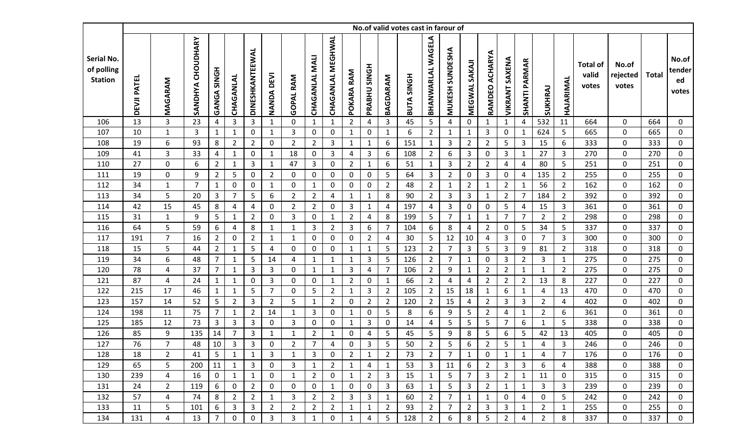| Serial No. of polling Station | No.of valid votes cast in farour of | | | | | | | | | | | | | | | | | | | | | | | Total of valid votes | No.of rejected votes | Total | No.of tendered votes |
|---|---|---|---|---|---|---|---|---|---|---|---|---|---|---|---|---|---|---|---|---|---|---|---|---|---|---|---|
| | DEVJI PATEL | MAGARAM | SANDHYA CHOUDHARY | GANGA SINGH | CHAGANLAL | DINESHKANTEEWAL | NANDA DEVI | GOPAL RAM | CHAGANLAL MALI | CHAGANLAL MEGHWAL | POKARA RAM | PRABHU SINGH | BAGDARAM | BUTA SINGH | BHANWARLAL WAGELA | MUKESH SUNDESHA | MEGWAL SAKAJI | RAMDEO ACHARYA | VIKRANT SAXENA | SHANTI PARMAR | SUKHRAJ | HAJARIMAL | | | | |
| 106 | 13 | 3 | 23 | 4 | 3 | 3 | 1 | 0 | 1 | 1 | 2 | 4 | 3 | 45 | 5 | 4 | 0 | 1 | 1 | 4 | 532 | 11 | 664 | 0 | 664 | 0 |
| 107 | 10 | 1 | 3 | 1 | 1 | 0 | 1 | 3 | 0 | 0 | 1 | 0 | 1 | 6 | 2 | 1 | 1 | 3 | 0 | 1 | 624 | 5 | 665 | 0 | 665 | 0 |
| 108 | 19 | 6 | 93 | 8 | 2 | 2 | 0 | 2 | 2 | 3 | 1 | 1 | 6 | 151 | 1 | 3 | 2 | 2 | 5 | 3 | 15 | 6 | 333 | 0 | 333 | 0 |
| 109 | 41 | 3 | 33 | 4 | 1 | 0 | 1 | 18 | 0 | 3 | 4 | 3 | 6 | 108 | 2 | 6 | 3 | 0 | 3 | 1 | 27 | 3 | 270 | 0 | 270 | 0 |
| 110 | 27 | 0 | 6 | 2 | 1 | 3 | 1 | 47 | 3 | 0 | 2 | 1 | 6 | 51 | 1 | 3 | 2 | 2 | 4 | 4 | 80 | 5 | 251 | 0 | 251 | 0 |
| 111 | 19 | 0 | 9 | 2 | 5 | 0 | 2 | 0 | 0 | 0 | 0 | 0 | 5 | 64 | 3 | 2 | 0 | 3 | 0 | 4 | 135 | 2 | 255 | 0 | 255 | 0 |
| 112 | 34 | 1 | 7 | 1 | 0 | 0 | 1 | 0 | 1 | 0 | 0 | 0 | 2 | 48 | 2 | 1 | 2 | 1 | 2 | 1 | 56 | 2 | 162 | 0 | 162 | 0 |
| 113 | 34 | 5 | 20 | 3 | 7 | 5 | 6 | 2 | 2 | 4 | 1 | 1 | 8 | 90 | 2 | 3 | 3 | 1 | 2 | 7 | 184 | 2 | 392 | 0 | 392 | 0 |
| 114 | 42 | 15 | 45 | 8 | 4 | 4 | 0 | 2 | 2 | 0 | 3 | 1 | 4 | 197 | 4 | 3 | 0 | 0 | 5 | 4 | 15 | 3 | 361 | 0 | 361 | 0 |
| 115 | 31 | 1 | 9 | 5 | 1 | 2 | 0 | 3 | 0 | 1 | 2 | 4 | 8 | 199 | 5 | 7 | 1 | 1 | 7 | 7 | 2 | 2 | 298 | 0 | 298 | 0 |
| 116 | 64 | 5 | 59 | 6 | 4 | 8 | 1 | 1 | 3 | 2 | 3 | 6 | 7 | 104 | 6 | 8 | 4 | 2 | 0 | 5 | 34 | 5 | 337 | 0 | 337 | 0 |
| 117 | 191 | 7 | 16 | 2 | 0 | 2 | 1 | 1 | 0 | 0 | 0 | 2 | 4 | 30 | 5 | 12 | 10 | 4 | 3 | 0 | 7 | 3 | 300 | 0 | 300 | 0 |
| 118 | 15 | 5 | 44 | 2 | 1 | 5 | 4 | 0 | 0 | 0 | 1 | 1 | 5 | 123 | 2 | 7 | 3 | 5 | 3 | 9 | 81 | 2 | 318 | 0 | 318 | 0 |
| 119 | 34 | 6 | 48 | 7 | 1 | 5 | 14 | 4 | 1 | 1 | 1 | 3 | 5 | 126 | 2 | 7 | 1 | 0 | 3 | 2 | 3 | 1 | 275 | 0 | 275 | 0 |
| 120 | 78 | 4 | 37 | 7 | 1 | 3 | 3 | 0 | 1 | 1 | 3 | 4 | 7 | 106 | 2 | 9 | 1 | 2 | 2 | 1 | 1 | 2 | 275 | 0 | 275 | 0 |
| 121 | 87 | 4 | 24 | 1 | 1 | 0 | 3 | 0 | 0 | 1 | 2 | 0 | 1 | 66 | 2 | 4 | 4 | 2 | 2 | 2 | 13 | 8 | 227 | 0 | 227 | 0 |
| 122 | 215 | 17 | 46 | 1 | 1 | 5 | 7 | 0 | 5 | 2 | 1 | 3 | 2 | 105 | 2 | 15 | 18 | 1 | 6 | 1 | 4 | 13 | 470 | 0 | 470 | 0 |
| 123 | 157 | 14 | 52 | 5 | 2 | 3 | 2 | 5 | 1 | 2 | 0 | 2 | 2 | 120 | 2 | 15 | 4 | 2 | 3 | 3 | 2 | 4 | 402 | 0 | 402 | 0 |
| 124 | 198 | 11 | 75 | 7 | 1 | 2 | 14 | 1 | 3 | 0 | 1 | 0 | 5 | 8 | 6 | 9 | 5 | 2 | 4 | 1 | 2 | 6 | 361 | 0 | 361 | 0 |
| 125 | 185 | 12 | 73 | 3 | 3 | 3 | 0 | 3 | 0 | 0 | 1 | 3 | 0 | 14 | 4 | 5 | 5 | 5 | 7 | 6 | 1 | 5 | 338 | 0 | 338 | 0 |
| 126 | 85 | 9 | 135 | 14 | 7 | 3 | 1 | 1 | 2 | 1 | 0 | 4 | 5 | 45 | 5 | 9 | 8 | 5 | 6 | 5 | 42 | 13 | 405 | 0 | 405 | 0 |
| 127 | 76 | 7 | 48 | 10 | 3 | 3 | 0 | 2 | 7 | 4 | 0 | 3 | 5 | 50 | 2 | 5 | 6 | 2 | 5 | 1 | 4 | 3 | 246 | 0 | 246 | 0 |
| 128 | 18 | 2 | 41 | 5 | 1 | 1 | 3 | 1 | 3 | 0 | 2 | 1 | 2 | 73 | 2 | 7 | 1 | 0 | 1 | 1 | 4 | 7 | 176 | 0 | 176 | 0 |
| 129 | 65 | 5 | 200 | 11 | 1 | 3 | 0 | 3 | 1 | 2 | 1 | 4 | 1 | 53 | 3 | 11 | 6 | 2 | 3 | 3 | 6 | 4 | 388 | 0 | 388 | 0 |
| 130 | 239 | 4 | 16 | 0 | 1 | 1 | 0 | 1 | 2 | 0 | 1 | 2 | 3 | 15 | 1 | 5 | 7 | 3 | 2 | 1 | 11 | 0 | 315 | 0 | 315 | 0 |
| 131 | 24 | 2 | 119 | 6 | 0 | 2 | 0 | 0 | 0 | 1 | 0 | 0 | 3 | 63 | 1 | 5 | 3 | 2 | 1 | 1 | 3 | 3 | 239 | 0 | 239 | 0 |
| 132 | 57 | 4 | 74 | 8 | 2 | 2 | 1 | 3 | 2 | 2 | 3 | 3 | 1 | 60 | 2 | 7 | 1 | 1 | 0 | 4 | 0 | 5 | 242 | 0 | 242 | 0 |
| 133 | 11 | 5 | 101 | 6 | 3 | 3 | 2 | 2 | 2 | 2 | 1 | 1 | 2 | 93 | 2 | 7 | 2 | 3 | 3 | 1 | 2 | 1 | 255 | 0 | 255 | 0 |
| 134 | 131 | 4 | 13 | 7 | 0 | 0 | 3 | 3 | 1 | 0 | 1 | 4 | 5 | 128 | 2 | 6 | 8 | 5 | 2 | 4 | 2 | 8 | 337 | 0 | 337 | 0 |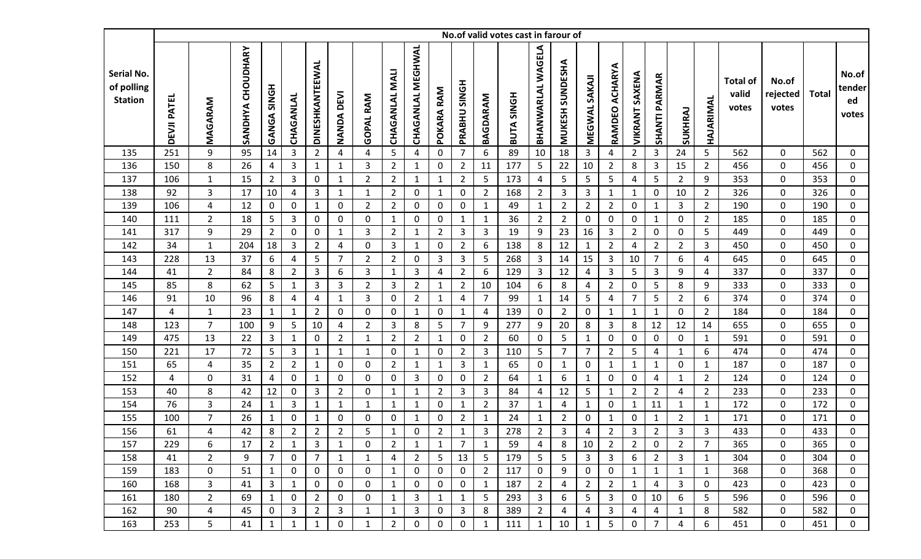| Serial No. of polling Station | No.of valid votes cast in farour of | | | | | | | | | | | | | | | | | | | | | | | Total of valid votes | No.of rejected votes | Total | No.of tendered votes |
|---|---|---|---|---|---|---|---|---|---|---|---|---|---|---|---|---|---|---|---|---|---|---|---|---|---|---|---|
| | DEVJI PATEL | MAGARAM | SANDHYA CHOUDHARY | GANGA SINGH | CHAGANLAL | DINESHKANTEEWAL | NANDA DEVI | GOPAL RAM | CHAGANLAL MALI | CHAGANLAL MEGHWAL | POKARA RAM | PRABHU SINGH | BAGDARAM | BUTA SINGH | BHANWARLAL WAGELA | MUKESH SUNDESHA | MEGWAL SAKAJI | RAMDEO ACHARYA | VIKRANT SAXENA | SHANTI PARMAR | SUKHRAJ | HAJARIMAL | | | | |
| 135 | 251 | 9 | 95 | 14 | 3 | 2 | 4 | 4 | 5 | 4 | 0 | 7 | 6 | 89 | 10 | 18 | 3 | 4 | 2 | 3 | 24 | 5 | 562 | 0 | 562 | 0 |
| 136 | 150 | 8 | 26 | 4 | 3 | 1 | 1 | 3 | 2 | 1 | 0 | 2 | 11 | 177 | 5 | 22 | 10 | 2 | 8 | 3 | 15 | 2 | 456 | 0 | 456 | 0 |
| 137 | 106 | 1 | 15 | 2 | 3 | 0 | 1 | 2 | 2 | 1 | 1 | 2 | 5 | 173 | 4 | 5 | 5 | 5 | 4 | 5 | 2 | 9 | 353 | 0 | 353 | 0 |
| 138 | 92 | 3 | 17 | 10 | 4 | 3 | 1 | 1 | 2 | 0 | 1 | 0 | 2 | 168 | 2 | 3 | 3 | 1 | 1 | 0 | 10 | 2 | 326 | 0 | 326 | 0 |
| 139 | 106 | 4 | 12 | 0 | 0 | 1 | 0 | 2 | 2 | 0 | 0 | 0 | 1 | 49 | 1 | 2 | 2 | 2 | 0 | 1 | 3 | 2 | 190 | 0 | 190 | 0 |
| 140 | 111 | 2 | 18 | 5 | 3 | 0 | 0 | 0 | 1 | 0 | 0 | 1 | 1 | 36 | 2 | 2 | 0 | 0 | 0 | 1 | 0 | 2 | 185 | 0 | 185 | 0 |
| 141 | 317 | 9 | 29 | 2 | 0 | 0 | 1 | 3 | 2 | 1 | 2 | 3 | 3 | 19 | 9 | 23 | 16 | 3 | 2 | 0 | 0 | 5 | 449 | 0 | 449 | 0 |
| 142 | 34 | 1 | 204 | 18 | 3 | 2 | 4 | 0 | 3 | 1 | 0 | 2 | 6 | 138 | 8 | 12 | 1 | 2 | 4 | 2 | 2 | 3 | 450 | 0 | 450 | 0 |
| 143 | 228 | 13 | 37 | 6 | 4 | 5 | 7 | 2 | 2 | 0 | 3 | 3 | 5 | 268 | 3 | 14 | 15 | 3 | 10 | 7 | 6 | 4 | 645 | 0 | 645 | 0 |
| 144 | 41 | 2 | 84 | 8 | 2 | 3 | 6 | 3 | 1 | 3 | 4 | 2 | 6 | 129 | 3 | 12 | 4 | 3 | 5 | 3 | 9 | 4 | 337 | 0 | 337 | 0 |
| 145 | 85 | 8 | 62 | 5 | 1 | 3 | 3 | 2 | 3 | 2 | 1 | 2 | 10 | 104 | 6 | 8 | 4 | 2 | 0 | 5 | 8 | 9 | 333 | 0 | 333 | 0 |
| 146 | 91 | 10 | 96 | 8 | 4 | 4 | 1 | 3 | 0 | 2 | 1 | 4 | 7 | 99 | 1 | 14 | 5 | 4 | 7 | 5 | 2 | 6 | 374 | 0 | 374 | 0 |
| 147 | 4 | 1 | 23 | 1 | 1 | 2 | 0 | 0 | 0 | 1 | 0 | 1 | 4 | 139 | 0 | 2 | 0 | 1 | 1 | 1 | 0 | 2 | 184 | 0 | 184 | 0 |
| 148 | 123 | 7 | 100 | 9 | 5 | 10 | 4 | 2 | 3 | 8 | 5 | 7 | 9 | 277 | 9 | 20 | 8 | 3 | 8 | 12 | 12 | 14 | 655 | 0 | 655 | 0 |
| 149 | 475 | 13 | 22 | 3 | 1 | 0 | 2 | 1 | 2 | 2 | 1 | 0 | 2 | 60 | 0 | 5 | 1 | 0 | 0 | 0 | 0 | 1 | 591 | 0 | 591 | 0 |
| 150 | 221 | 17 | 72 | 5 | 3 | 1 | 1 | 1 | 0 | 1 | 0 | 2 | 3 | 110 | 5 | 7 | 7 | 2 | 5 | 4 | 1 | 6 | 474 | 0 | 474 | 0 |
| 151 | 65 | 4 | 35 | 2 | 2 | 1 | 0 | 0 | 2 | 1 | 1 | 3 | 1 | 65 | 0 | 1 | 0 | 1 | 1 | 1 | 0 | 1 | 187 | 0 | 187 | 0 |
| 152 | 4 | 0 | 31 | 4 | 0 | 1 | 0 | 0 | 0 | 3 | 0 | 0 | 2 | 64 | 1 | 6 | 1 | 0 | 0 | 4 | 1 | 2 | 124 | 0 | 124 | 0 |
| 153 | 40 | 8 | 42 | 12 | 0 | 3 | 2 | 0 | 1 | 1 | 2 | 3 | 3 | 84 | 4 | 12 | 5 | 1 | 2 | 2 | 4 | 2 | 233 | 0 | 233 | 0 |
| 154 | 76 | 3 | 24 | 1 | 3 | 1 | 1 | 1 | 1 | 1 | 0 | 1 | 2 | 37 | 1 | 4 | 1 | 0 | 1 | 11 | 1 | 1 | 172 | 0 | 172 | 0 |
| 155 | 100 | 7 | 26 | 1 | 0 | 1 | 0 | 0 | 0 | 1 | 0 | 2 | 1 | 24 | 1 | 2 | 0 | 1 | 0 | 1 | 2 | 1 | 171 | 0 | 171 | 0 |
| 156 | 61 | 4 | 42 | 8 | 2 | 2 | 2 | 5 | 1 | 0 | 2 | 1 | 3 | 278 | 2 | 3 | 4 | 2 | 3 | 2 | 3 | 3 | 433 | 0 | 433 | 0 |
| 157 | 229 | 6 | 17 | 2 | 1 | 3 | 1 | 0 | 2 | 1 | 1 | 7 | 1 | 59 | 4 | 8 | 10 | 2 | 2 | 0 | 2 | 7 | 365 | 0 | 365 | 0 |
| 158 | 41 | 2 | 9 | 7 | 0 | 7 | 1 | 1 | 4 | 2 | 5 | 13 | 5 | 179 | 5 | 5 | 3 | 3 | 6 | 2 | 3 | 1 | 304 | 0 | 304 | 0 |
| 159 | 183 | 0 | 51 | 1 | 0 | 0 | 0 | 0 | 1 | 0 | 0 | 0 | 2 | 117 | 0 | 9 | 0 | 0 | 1 | 1 | 1 | 1 | 368 | 0 | 368 | 0 |
| 160 | 168 | 3 | 41 | 3 | 1 | 0 | 0 | 0 | 1 | 0 | 0 | 0 | 1 | 187 | 2 | 4 | 2 | 2 | 1 | 4 | 3 | 0 | 423 | 0 | 423 | 0 |
| 161 | 180 | 2 | 69 | 1 | 0 | 2 | 0 | 0 | 1 | 3 | 1 | 1 | 5 | 293 | 3 | 6 | 5 | 3 | 0 | 10 | 6 | 5 | 596 | 0 | 596 | 0 |
| 162 | 90 | 4 | 45 | 0 | 3 | 2 | 3 | 1 | 1 | 3 | 0 | 3 | 8 | 389 | 2 | 4 | 4 | 3 | 4 | 4 | 1 | 8 | 582 | 0 | 582 | 0 |
| 163 | 253 | 5 | 41 | 1 | 1 | 1 | 0 | 1 | 2 | 0 | 0 | 0 | 1 | 111 | 1 | 10 | 1 | 5 | 0 | 7 | 4 | 6 | 451 | 0 | 451 | 0 |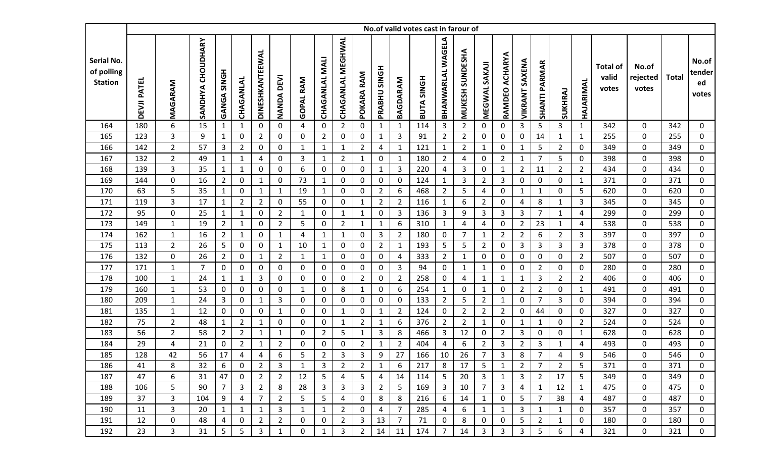| Serial No. of polling Station | No.of valid votes cast in farour of | | | | | | | | | | | | | | | | | | | | | | Total of valid votes | No.of rejected votes | Total | No.of tendered votes |
|---|---|---|---|---|---|---|---|---|---|---|---|---|---|---|---|---|---|---|---|---|---|---|---|---|---|---|
| | DEVJI PATEL | MAGARAM | SANDHYA CHOUDHARY | GANGA SINGH | CHAGANLAL | DINESHKANTEEWAL | NANDA DEVI | GOPAL RAM | CHAGANLAL MALI | CHAGANLAL MEGHWAL | POKARA RAM | PRABHU SINGH | BAGDARAM | BUTA SINGH | BHANWARLAL WAGELA | MUKESH SUNDESHA | MEGWAL SAKAJI | RAMDEO ACHARYA | VIKRANT SAXENA | SHANTI PARMAR | SUKHRAJ | HAJARIMAL | | | | |
| 164 | 180 | 6 | 15 | 1 | 1 | 0 | 0 | 4 | 0 | 2 | 0 | 1 | 1 | 114 | 3 | 2 | 0 | 0 | 3 | 5 | 3 | 1 | 342 | 0 | 342 | 0 |
| 165 | 123 | 3 | 9 | 1 | 0 | 2 | 0 | 0 | 2 | 0 | 0 | 1 | 3 | 91 | 2 | 2 | 0 | 0 | 0 | 14 | 1 | 1 | 255 | 0 | 255 | 0 |
| 166 | 142 | 2 | 57 | 3 | 2 | 0 | 0 | 1 | 1 | 1 | 2 | 4 | 1 | 121 | 1 | 2 | 1 | 0 | 1 | 5 | 2 | 0 | 349 | 0 | 349 | 0 |
| 167 | 132 | 2 | 49 | 1 | 1 | 4 | 0 | 3 | 1 | 2 | 1 | 0 | 1 | 180 | 2 | 4 | 0 | 2 | 1 | 7 | 5 | 0 | 398 | 0 | 398 | 0 |
| 168 | 139 | 3 | 35 | 1 | 1 | 0 | 0 | 6 | 0 | 0 | 0 | 1 | 3 | 220 | 4 | 3 | 0 | 1 | 2 | 11 | 2 | 2 | 434 | 0 | 434 | 0 |
| 169 | 144 | 0 | 16 | 2 | 0 | 1 | 0 | 73 | 1 | 0 | 0 | 0 | 0 | 124 | 1 | 3 | 2 | 3 | 0 | 0 | 0 | 1 | 371 | 0 | 371 | 0 |
| 170 | 63 | 5 | 35 | 1 | 0 | 1 | 1 | 19 | 1 | 0 | 0 | 2 | 6 | 468 | 2 | 5 | 4 | 0 | 1 | 1 | 0 | 5 | 620 | 0 | 620 | 0 |
| 171 | 119 | 3 | 17 | 1 | 2 | 2 | 0 | 55 | 0 | 0 | 1 | 2 | 2 | 116 | 1 | 6 | 2 | 0 | 4 | 8 | 1 | 3 | 345 | 0 | 345 | 0 |
| 172 | 95 | 0 | 25 | 1 | 1 | 0 | 2 | 1 | 0 | 1 | 1 | 0 | 3 | 136 | 3 | 9 | 3 | 3 | 3 | 7 | 1 | 4 | 299 | 0 | 299 | 0 |
| 173 | 149 | 1 | 19 | 2 | 1 | 0 | 2 | 5 | 0 | 2 | 1 | 1 | 6 | 310 | 1 | 4 | 4 | 0 | 2 | 23 | 1 | 4 | 538 | 0 | 538 | 0 |
| 174 | 162 | 1 | 16 | 2 | 1 | 0 | 1 | 4 | 1 | 1 | 0 | 3 | 2 | 180 | 0 | 7 | 1 | 2 | 2 | 6 | 2 | 3 | 397 | 0 | 397 | 0 |
| 175 | 113 | 2 | 26 | 5 | 0 | 0 | 1 | 10 | 1 | 0 | 0 | 2 | 1 | 193 | 5 | 5 | 2 | 0 | 3 | 3 | 3 | 3 | 378 | 0 | 378 | 0 |
| 176 | 132 | 0 | 26 | 2 | 0 | 1 | 2 | 1 | 1 | 0 | 0 | 0 | 4 | 333 | 2 | 1 | 0 | 0 | 0 | 0 | 0 | 2 | 507 | 0 | 507 | 0 |
| 177 | 171 | 1 | 7 | 0 | 0 | 0 | 0 | 0 | 0 | 0 | 0 | 0 | 3 | 94 | 0 | 1 | 1 | 0 | 0 | 2 | 0 | 0 | 280 | 0 | 280 | 0 |
| 178 | 100 | 1 | 24 | 1 | 1 | 3 | 0 | 0 | 0 | 0 | 2 | 0 | 2 | 258 | 0 | 4 | 1 | 1 | 1 | 3 | 2 | 2 | 406 | 0 | 406 | 0 |
| 179 | 160 | 1 | 53 | 0 | 0 | 0 | 0 | 1 | 0 | 8 | 1 | 0 | 6 | 254 | 1 | 0 | 1 | 0 | 2 | 2 | 0 | 1 | 491 | 0 | 491 | 0 |
| 180 | 209 | 1 | 24 | 3 | 0 | 1 | 3 | 0 | 0 | 0 | 0 | 0 | 0 | 133 | 2 | 5 | 2 | 1 | 0 | 7 | 3 | 0 | 394 | 0 | 394 | 0 |
| 181 | 135 | 1 | 12 | 0 | 0 | 0 | 1 | 0 | 0 | 1 | 0 | 1 | 2 | 124 | 0 | 2 | 2 | 2 | 0 | 44 | 0 | 0 | 327 | 0 | 327 | 0 |
| 182 | 75 | 2 | 48 | 1 | 2 | 1 | 0 | 0 | 0 | 1 | 2 | 1 | 6 | 376 | 2 | 2 | 1 | 0 | 1 | 1 | 0 | 2 | 524 | 0 | 524 | 0 |
| 183 | 56 | 2 | 58 | 2 | 2 | 1 | 1 | 0 | 2 | 5 | 1 | 3 | 8 | 466 | 3 | 12 | 0 | 2 | 3 | 0 | 0 | 1 | 628 | 0 | 628 | 0 |
| 184 | 29 | 4 | 21 | 0 | 2 | 1 | 2 | 0 | 0 | 0 | 2 | 1 | 2 | 404 | 4 | 6 | 2 | 3 | 2 | 3 | 1 | 4 | 493 | 0 | 493 | 0 |
| 185 | 128 | 42 | 56 | 17 | 4 | 4 | 6 | 5 | 2 | 3 | 3 | 9 | 27 | 166 | 10 | 26 | 7 | 3 | 8 | 7 | 4 | 9 | 546 | 0 | 546 | 0 |
| 186 | 41 | 8 | 32 | 6 | 0 | 2 | 3 | 1 | 3 | 2 | 2 | 1 | 6 | 217 | 8 | 17 | 5 | 1 | 2 | 7 | 2 | 5 | 371 | 0 | 371 | 0 |
| 187 | 47 | 6 | 31 | 47 | 0 | 2 | 2 | 12 | 5 | 4 | 5 | 4 | 14 | 114 | 5 | 20 | 3 | 1 | 3 | 2 | 17 | 5 | 349 | 0 | 349 | 0 |
| 188 | 106 | 5 | 90 | 7 | 3 | 2 | 8 | 28 | 3 | 3 | 3 | 2 | 5 | 169 | 3 | 10 | 7 | 3 | 4 | 1 | 12 | 1 | 475 | 0 | 475 | 0 |
| 189 | 37 | 3 | 104 | 9 | 4 | 7 | 2 | 5 | 5 | 4 | 0 | 8 | 8 | 216 | 6 | 14 | 1 | 0 | 5 | 7 | 38 | 4 | 487 | 0 | 487 | 0 |
| 190 | 11 | 3 | 20 | 1 | 1 | 1 | 3 | 1 | 1 | 2 | 0 | 4 | 7 | 285 | 4 | 6 | 1 | 1 | 3 | 1 | 1 | 0 | 357 | 0 | 357 | 0 |
| 191 | 12 | 0 | 48 | 4 | 0 | 2 | 2 | 0 | 0 | 2 | 3 | 13 | 7 | 71 | 0 | 8 | 0 | 0 | 5 | 2 | 1 | 0 | 180 | 0 | 180 | 0 |
| 192 | 23 | 3 | 31 | 5 | 5 | 3 | 1 | 0 | 1 | 3 | 2 | 14 | 11 | 174 | 7 | 14 | 3 | 3 | 3 | 5 | 6 | 4 | 321 | 0 | 321 | 0 |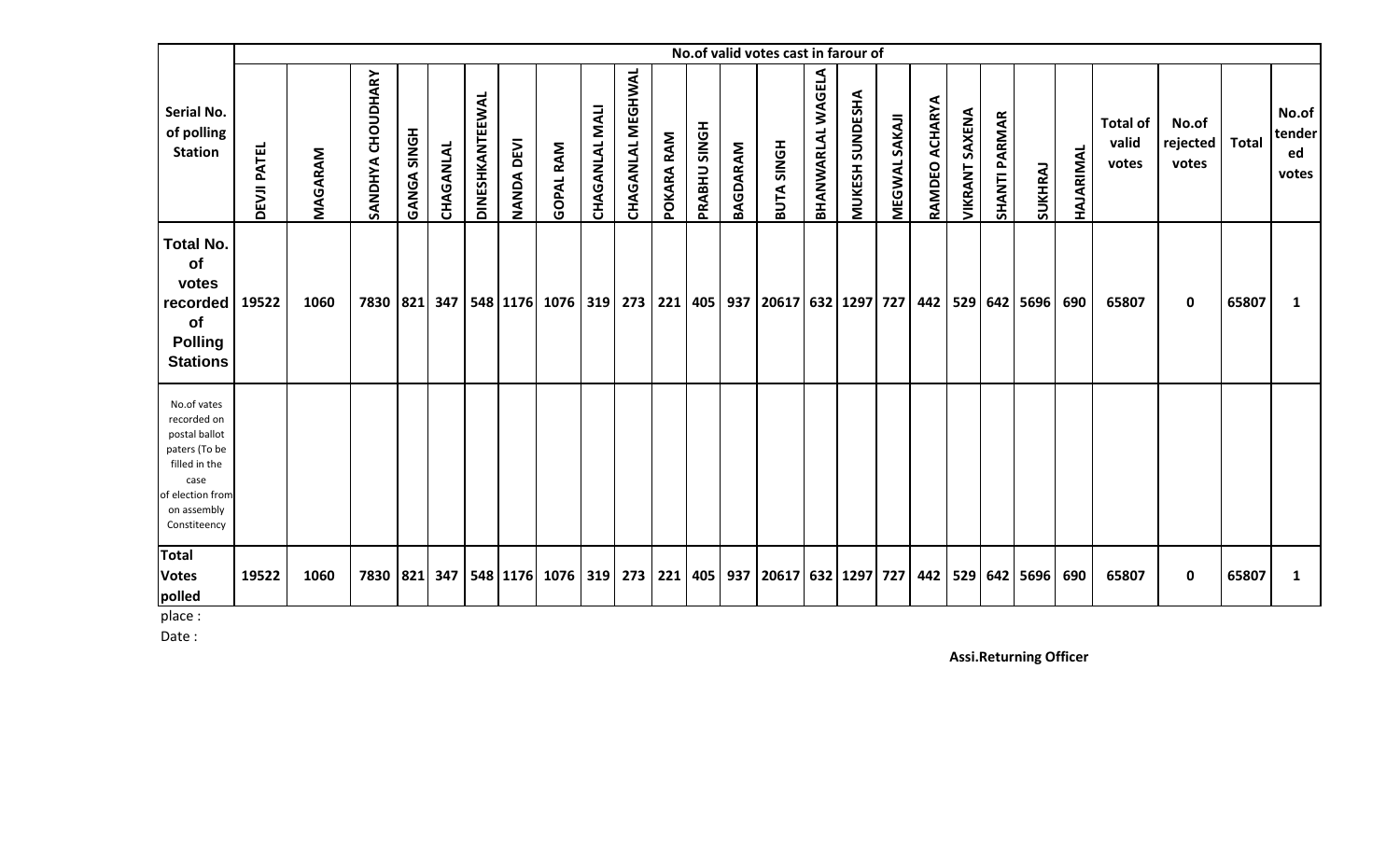| Serial No. of polling Station | No.of valid votes cast in farour of | | | | | | | | | | | | | | | | | | | | | | Total of valid votes | No.of rejected votes | Total | No.of tendered votes |
|---|---|---|---|---|---|---|---|---|---|---|---|---|---|---|---|---|---|---|---|---|---|---|---|---|---|---|
| | DEVJI PATEL | MAGARAM | SANDHYA CHOUDHARY | GANGA SINGH | CHAGANLAL | DINESHKANTEEWAL | NANDA DEVI | GOPAL RAM | CHAGANLAL MALI | CHAGANLAL MEGHWAL | POKARA RAM | PRABHU SINGH | BAGDARAM | BUTA SINGH | BHANWARLAL WAGELA | MUKESH SUNDESHA | MEGWAL SAKAJI | RAMDEO ACHARYA | VIKRANT SAXENA | SHANTI PARMAR | SUKHRAJ | HAJARIMAL | | | | |
| Total No. of votes recorded of Polling Stations | 19522 | 1060 | 7830 | 821 | 347 | 548 | 1176 | 1076 | 319 | 273 | 221 | 405 | 937 | 20617 | 632 | 1297 | 727 | 442 | 529 | 642 | 5696 | 690 | 65807 | 0 | 65807 | 1 |
| No.of vates recorded on postal ballot paters (To be filled in the case of election from on assembly Constiteency | | | | | | | | | | | | | | | | | | | | | | | | | | |
| Total Votes polled | 19522 | 1060 | 7830 | 821 | 347 | 548 | 1176 | 1076 | 319 | 273 | 221 | 405 | 937 | 20617 | 632 | 1297 | 727 | 442 | 529 | 642 | 5696 | 690 | 65807 | 0 | 65807 | 1 |

place :

Date :

**Assi.Returning Officer**